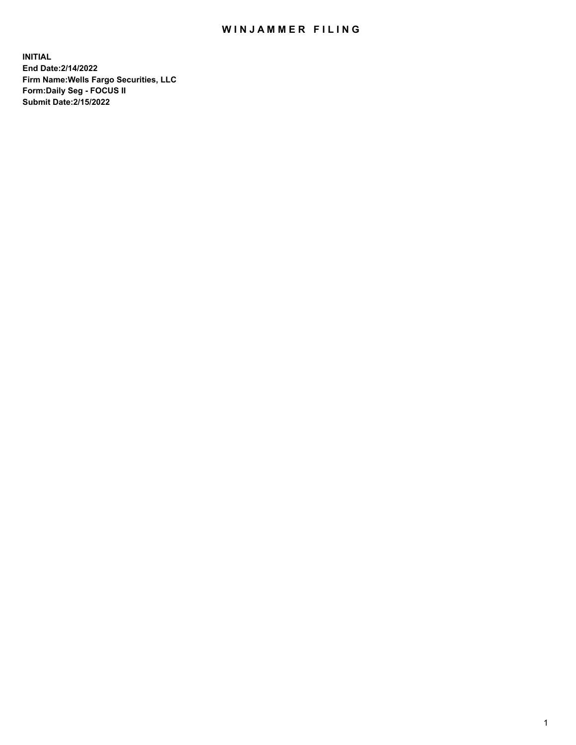# WINJAMMER FILING

**INITIAL**
**End Date:2/14/2022**
**Firm Name:Wells Fargo Securities, LLC**
**Form:Daily Seg - FOCUS II**
**Submit Date:2/15/2022**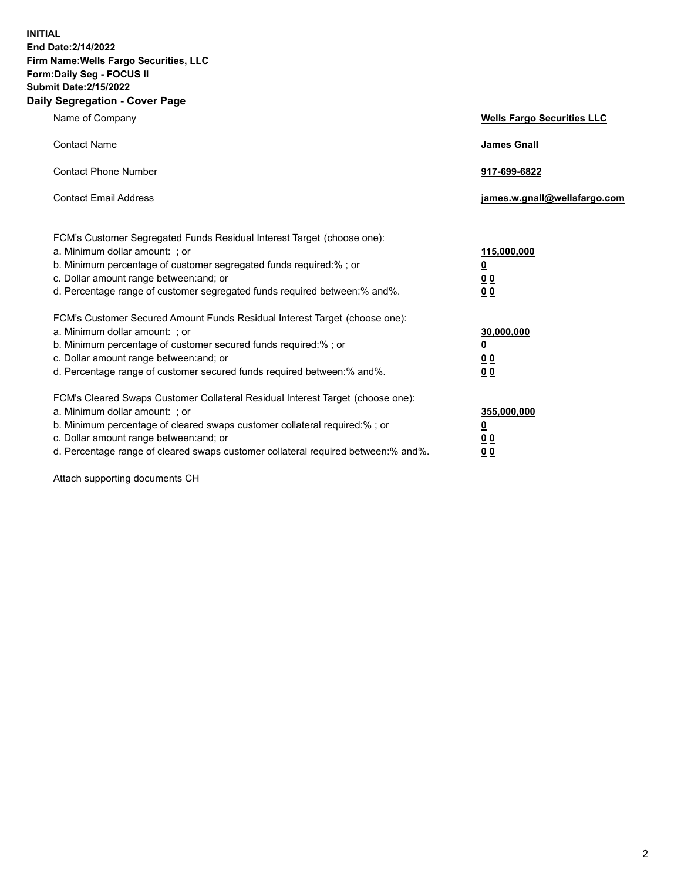**INITIAL**
**End Date:2/14/2022**
**Firm Name:Wells Fargo Securities, LLC**
**Form:Daily Seg - FOCUS II**
**Submit Date:2/15/2022**

## Daily Segregation - Cover Page

| | |
|---|---|
| Name of Company | **Wells Fargo Securities LLC** |
| Contact Name | **James Gnall** |
| Contact Phone Number | **917-699-6822** |
| Contact Email Address | **james.w.gnall@wellsfargo.com** |

| | |
|---|---|
| FCM's Customer Segregated Funds Residual Interest Target (choose one): | |
| a. Minimum dollar amount: ; or | **115,000,000** |
| b. Minimum percentage of customer segregated funds required:% ; or | **0** |
| c. Dollar amount range between:and; or | **0 0** |
| d. Percentage range of customer segregated funds required between:% and%. | **0 0** |
| FCM's Customer Secured Amount Funds Residual Interest Target (choose one): | |
| a. Minimum dollar amount: ; or | **30,000,000** |
| b. Minimum percentage of customer secured funds required:% ; or | **0** |
| c. Dollar amount range between:and; or | **0 0** |
| d. Percentage range of customer secured funds required between:% and%. | **0 0** |
| FCM's Cleared Swaps Customer Collateral Residual Interest Target (choose one): | |
| a. Minimum dollar amount: ; or | **355,000,000** |
| b. Minimum percentage of cleared swaps customer collateral required:% ; or | **0** |
| c. Dollar amount range between:and; or | **0 0** |
| d. Percentage range of cleared swaps customer collateral required between:% and%. | **0 0** |

Attach supporting documents CH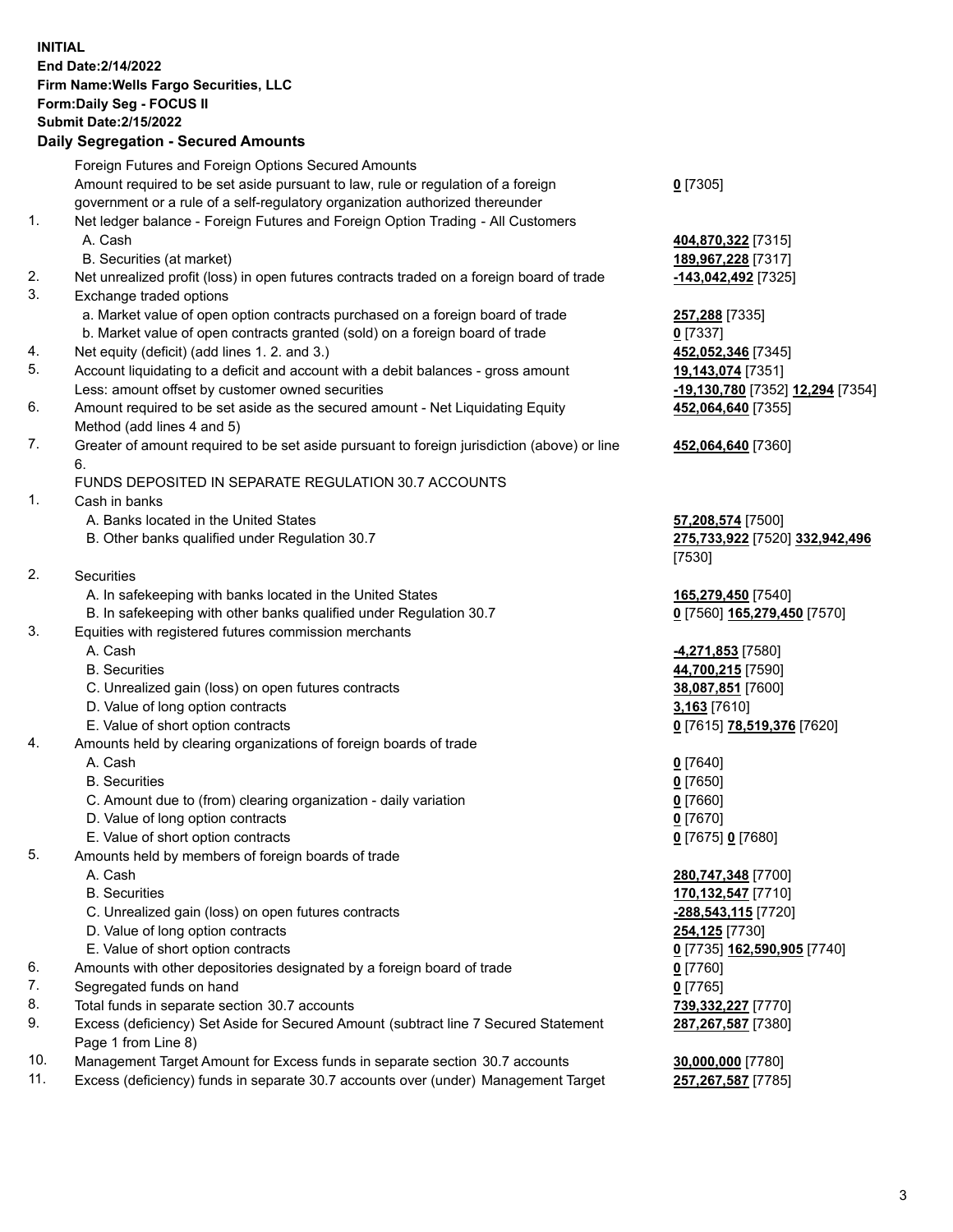**INITIAL**
**End Date:2/14/2022**
**Firm Name:Wells Fargo Securities, LLC**
**Form:Daily Seg - FOCUS II**
**Submit Date:2/15/2022**

## Daily Segregation - Secured Amounts

| | | |
|---|---|---|
| | Foreign Futures and Foreign Options Secured Amounts | |
| | Amount required to be set aside pursuant to law, rule or regulation of a foreign government or a rule of a self-regulatory organization authorized thereunder | **0** [7305] |
| 1. | Net ledger balance - Foreign Futures and Foreign Option Trading - All Customers | |
| | A. Cash | **404,870,322** [7315] |
| | B. Securities (at market) | **189,967,228** [7317] |
| 2. | Net unrealized profit (loss) in open futures contracts traded on a foreign board of trade | **-143,042,492** [7325] |
| 3. | Exchange traded options | |
| | a. Market value of open option contracts purchased on a foreign board of trade | **257,288** [7335] |
| | b. Market value of open contracts granted (sold) on a foreign board of trade | **0** [7337] |
| 4. | Net equity (deficit) (add lines 1. 2. and 3.) | **452,052,346** [7345] |
| 5. | Account liquidating to a deficit and account with a debit balances - gross amount | **19,143,074** [7351] |
| | Less: amount offset by customer owned securities | **-19,130,780** [7352] **12,294** [7354] |
| 6. | Amount required to be set aside as the secured amount - Net Liquidating Equity Method (add lines 4 and 5) | **452,064,640** [7355] |
| 7. | Greater of amount required to be set aside pursuant to foreign jurisdiction (above) or line 6. | **452,064,640** [7360] |
| | FUNDS DEPOSITED IN SEPARATE REGULATION 30.7 ACCOUNTS | |
| 1. | Cash in banks | |
| | A. Banks located in the United States | **57,208,574** [7500] |
| | B. Other banks qualified under Regulation 30.7 | **275,733,922** [7520] **332,942,496** [7530] |
| 2. | Securities | |
| | A. In safekeeping with banks located in the United States | **165,279,450** [7540] |
| | B. In safekeeping with other banks qualified under Regulation 30.7 | **0** [7560] **165,279,450** [7570] |
| 3. | Equities with registered futures commission merchants | |
| | A. Cash | **-4,271,853** [7580] |
| | B. Securities | **44,700,215** [7590] |
| | C. Unrealized gain (loss) on open futures contracts | **38,087,851** [7600] |
| | D. Value of long option contracts | **3,163** [7610] |
| | E. Value of short option contracts | **0** [7615] **78,519,376** [7620] |
| 4. | Amounts held by clearing organizations of foreign boards of trade | |
| | A. Cash | **0** [7640] |
| | B. Securities | **0** [7650] |
| | C. Amount due to (from) clearing organization - daily variation | **0** [7660] |
| | D. Value of long option contracts | **0** [7670] |
| | E. Value of short option contracts | **0** [7675] **0** [7680] |
| 5. | Amounts held by members of foreign boards of trade | |
| | A. Cash | **280,747,348** [7700] |
| | B. Securities | **170,132,547** [7710] |
| | C. Unrealized gain (loss) on open futures contracts | **-288,543,115** [7720] |
| | D. Value of long option contracts | **254,125** [7730] |
| | E. Value of short option contracts | **0** [7735] **162,590,905** [7740] |
| 6. | Amounts with other depositories designated by a foreign board of trade | **0** [7760] |
| 7. | Segregated funds on hand | **0** [7765] |
| 8. | Total funds in separate section 30.7 accounts | **739,332,227** [7770] |
| 9. | Excess (deficiency) Set Aside for Secured Amount (subtract line 7 Secured Statement Page 1 from Line 8) | **287,267,587** [7380] |
| 10. | Management Target Amount for Excess funds in separate section 30.7 accounts | **30,000,000** [7780] |
| 11. | Excess (deficiency) funds in separate 30.7 accounts over (under) Management Target | **257,267,587** [7785] |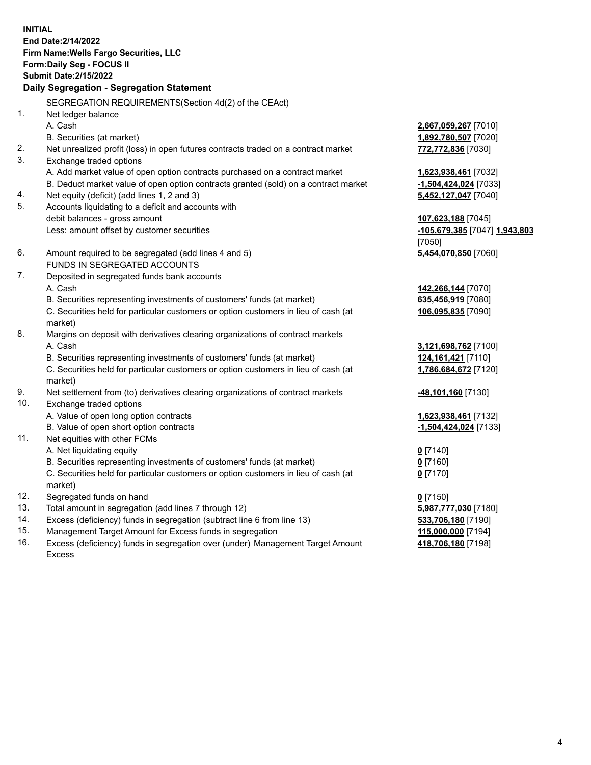**INITIAL**
**End Date:2/14/2022**
**Firm Name:Wells Fargo Securities, LLC**
**Form:Daily Seg - FOCUS II**
**Submit Date:2/15/2022**

### Daily Segregation - Segregation Statement

| | | |
|---|---|---|
| | SEGREGATION REQUIREMENTS(Section 4d(2) of the CEAct) | |
| 1. | Net ledger balance | |
| | A. Cash | **2,667,059,267** [7010] |
| | B. Securities (at market) | **1,892,780,507** [7020] |
| 2. | Net unrealized profit (loss) in open futures contracts traded on a contract market | **772,772,836** [7030] |
| 3. | Exchange traded options | |
| | A. Add market value of open option contracts purchased on a contract market | **1,623,938,461** [7032] |
| | B. Deduct market value of open option contracts granted (sold) on a contract market | **-1,504,424,024** [7033] |
| 4. | Net equity (deficit) (add lines 1, 2 and 3) | **5,452,127,047** [7040] |
| 5. | Accounts liquidating to a deficit and accounts with debit balances - gross amount | **107,623,188** [7045] |
| | Less: amount offset by customer securities | **-105,679,385** [7047] **1,943,803** [7050] |
| 6. | Amount required to be segregated (add lines 4 and 5) | **5,454,070,850** [7060] |
| | FUNDS IN SEGREGATED ACCOUNTS | |
| 7. | Deposited in segregated funds bank accounts | |
| | A. Cash | **142,266,144** [7070] |
| | B. Securities representing investments of customers' funds (at market) | **635,456,919** [7080] |
| | C. Securities held for particular customers or option customers in lieu of cash (at market) | **106,095,835** [7090] |
| 8. | Margins on deposit with derivatives clearing organizations of contract markets | |
| | A. Cash | **3,121,698,762** [7100] |
| | B. Securities representing investments of customers' funds (at market) | **124,161,421** [7110] |
| | C. Securities held for particular customers or option customers in lieu of cash (at market) | **1,786,684,672** [7120] |
| 9. | Net settlement from (to) derivatives clearing organizations of contract markets | **-48,101,160** [7130] |
| 10. | Exchange traded options | |
| | A. Value of open long option contracts | **1,623,938,461** [7132] |
| | B. Value of open short option contracts | **-1,504,424,024** [7133] |
| 11. | Net equities with other FCMs | |
| | A. Net liquidating equity | **0** [7140] |
| | B. Securities representing investments of customers' funds (at market) | **0** [7160] |
| | C. Securities held for particular customers or option customers in lieu of cash (at market) | **0** [7170] |
| 12. | Segregated funds on hand | **0** [7150] |
| 13. | Total amount in segregation (add lines 7 through 12) | **5,987,777,030** [7180] |
| 14. | Excess (deficiency) funds in segregation (subtract line 6 from line 13) | **533,706,180** [7190] |
| 15. | Management Target Amount for Excess funds in segregation | **115,000,000** [7194] |
| 16. | Excess (deficiency) funds in segregation over (under) Management Target Amount Excess | **418,706,180** [7198] |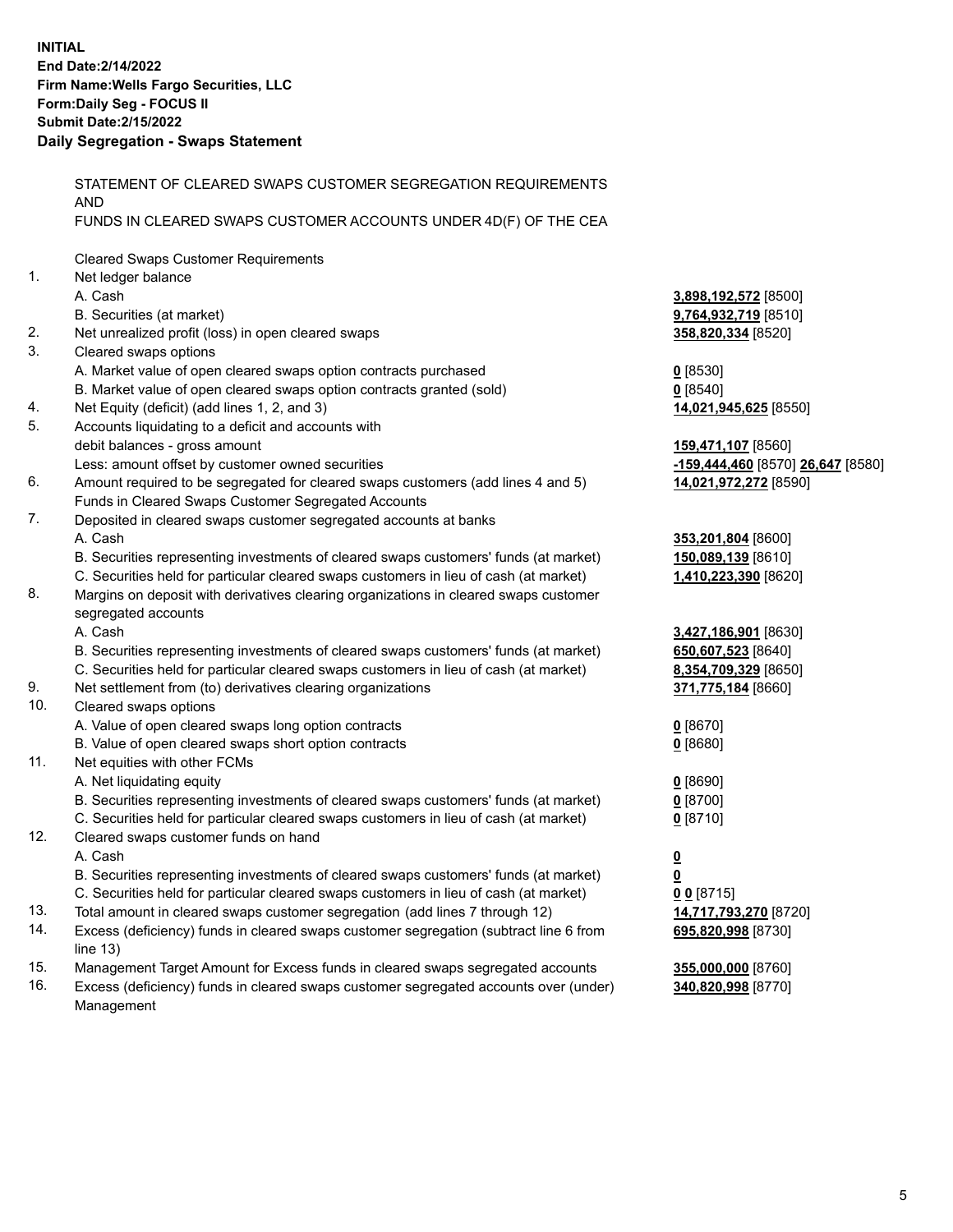**INITIAL**
**End Date:2/14/2022**
**Firm Name:Wells Fargo Securities, LLC**
**Form:Daily Seg - FOCUS II**
**Submit Date:2/15/2022**
**Daily Segregation - Swaps Statement**

STATEMENT OF CLEARED SWAPS CUSTOMER SEGREGATION REQUIREMENTS AND FUNDS IN CLEARED SWAPS CUSTOMER ACCOUNTS UNDER 4D(F) OF THE CEA

| | | |
|---|---|---|
| | Cleared Swaps Customer Requirements | |
| 1. | Net ledger balance | |
| | A. Cash | **3,898,192,572** [8500] |
| | B. Securities (at market) | **9,764,932,719** [8510] |
| 2. | Net unrealized profit (loss) in open cleared swaps | **358,820,334** [8520] |
| 3. | Cleared swaps options | |
| | A. Market value of open cleared swaps option contracts purchased | **0** [8530] |
| | B. Market value of open cleared swaps option contracts granted (sold) | **0** [8540] |
| 4. | Net Equity (deficit) (add lines 1, 2, and 3) | **14,021,945,625** [8550] |
| 5. | Accounts liquidating to a deficit and accounts with debit balances - gross amount | **159,471,107** [8560] |
| | Less: amount offset by customer owned securities | **-159,444,460** [8570] **26,647** [8580] |
| 6. | Amount required to be segregated for cleared swaps customers (add lines 4 and 5) | **14,021,972,272** [8590] |
| | Funds in Cleared Swaps Customer Segregated Accounts | |
| 7. | Deposited in cleared swaps customer segregated accounts at banks | |
| | A. Cash | **353,201,804** [8600] |
| | B. Securities representing investments of cleared swaps customers' funds (at market) | **150,089,139** [8610] |
| | C. Securities held for particular cleared swaps customers in lieu of cash (at market) | **1,410,223,390** [8620] |
| 8. | Margins on deposit with derivatives clearing organizations in cleared swaps customer segregated accounts | |
| | A. Cash | **3,427,186,901** [8630] |
| | B. Securities representing investments of cleared swaps customers' funds (at market) | **650,607,523** [8640] |
| | C. Securities held for particular cleared swaps customers in lieu of cash (at market) | **8,354,709,329** [8650] |
| 9. | Net settlement from (to) derivatives clearing organizations | **371,775,184** [8660] |
| 10. | Cleared swaps options | |
| | A. Value of open cleared swaps long option contracts | **0** [8670] |
| | B. Value of open cleared swaps short option contracts | **0** [8680] |
| 11. | Net equities with other FCMs | |
| | A. Net liquidating equity | **0** [8690] |
| | B. Securities representing investments of cleared swaps customers' funds (at market) | **0** [8700] |
| | C. Securities held for particular cleared swaps customers in lieu of cash (at market) | **0** [8710] |
| 12. | Cleared swaps customer funds on hand | |
| | A. Cash | **0** |
| | B. Securities representing investments of cleared swaps customers' funds (at market) | **0** |
| | C. Securities held for particular cleared swaps customers in lieu of cash (at market) | **0** **0** [8715] |
| 13. | Total amount in cleared swaps customer segregation (add lines 7 through 12) | **14,717,793,270** [8720] |
| 14. | Excess (deficiency) funds in cleared swaps customer segregation (subtract line 6 from line 13) | **695,820,998** [8730] |
| 15. | Management Target Amount for Excess funds in cleared swaps segregated accounts | **355,000,000** [8760] |
| 16. | Excess (deficiency) funds in cleared swaps customer segregated accounts over (under) Management | **340,820,998** [8770] |